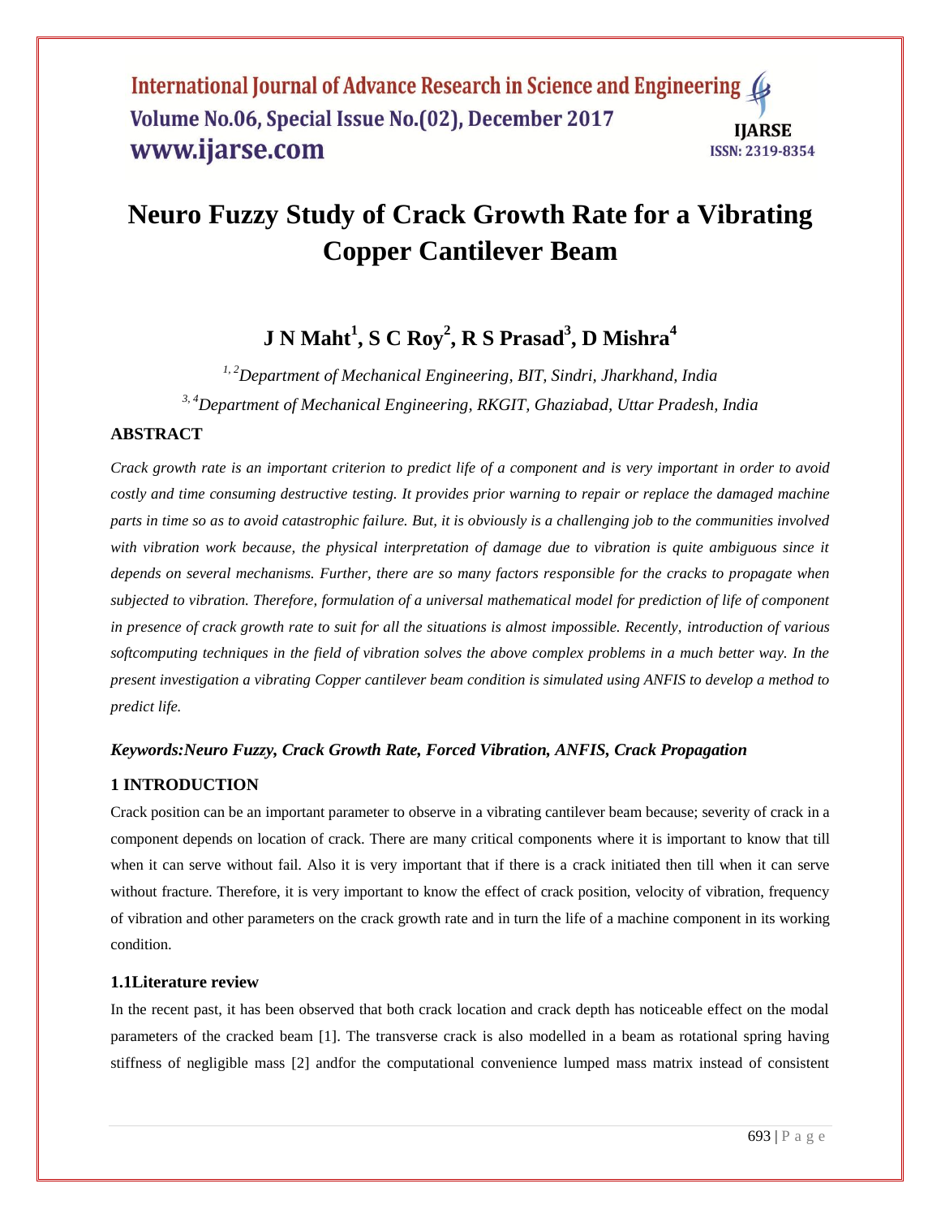# Neuro Fuzzy Study of Crack Growth Rate for a Vibrating Copper Cantilever Beam

**J N Maht[1], S C Roy[2], R S Prasad[3], D Mishra[4]**

*[1, 2]Department of Mechanical Engineering, BIT, Sindri, Jharkhand, India*

*[3, 4]Department of Mechanical Engineering, RKGIT, Ghaziabad, Uttar Pradesh, India*

## ABSTRACT

*Crack growth rate is an important criterion to predict life of a component and is very important in order to avoid costly and time consuming destructive testing. It provides prior warning to repair or replace the damaged machine parts in time so as to avoid catastrophic failure. But, it is obviously is a challenging job to the communities involved with vibration work because, the physical interpretation of damage due to vibration is quite ambiguous since it depends on several mechanisms. Further, there are so many factors responsible for the cracks to propagate when subjected to vibration. Therefore, formulation of a universal mathematical model for prediction of life of component in presence of crack growth rate to suit for all the situations is almost impossible. Recently, introduction of various softcomputing techniques in the field of vibration solves the above complex problems in a much better way. In the present investigation a vibrating Copper cantilever beam condition is simulated using ANFIS to develop a method to predict life.*

***Keywords:Neuro Fuzzy, Crack Growth Rate, Forced Vibration, ANFIS, Crack Propagation***

## 1 INTRODUCTION

Crack position can be an important parameter to observe in a vibrating cantilever beam because; severity of crack in a component depends on location of crack. There are many critical components where it is important to know that till when it can serve without fail. Also it is very important that if there is a crack initiated then till when it can serve without fracture. Therefore, it is very important to know the effect of crack position, velocity of vibration, frequency of vibration and other parameters on the crack growth rate and in turn the life of a machine component in its working condition.

### 1.1Literature review

In the recent past, it has been observed that both crack location and crack depth has noticeable effect on the modal parameters of the cracked beam [1]. The transverse crack is also modelled in a beam as rotational spring having stiffness of negligible mass [2] andfor the computational convenience lumped mass matrix instead of consistent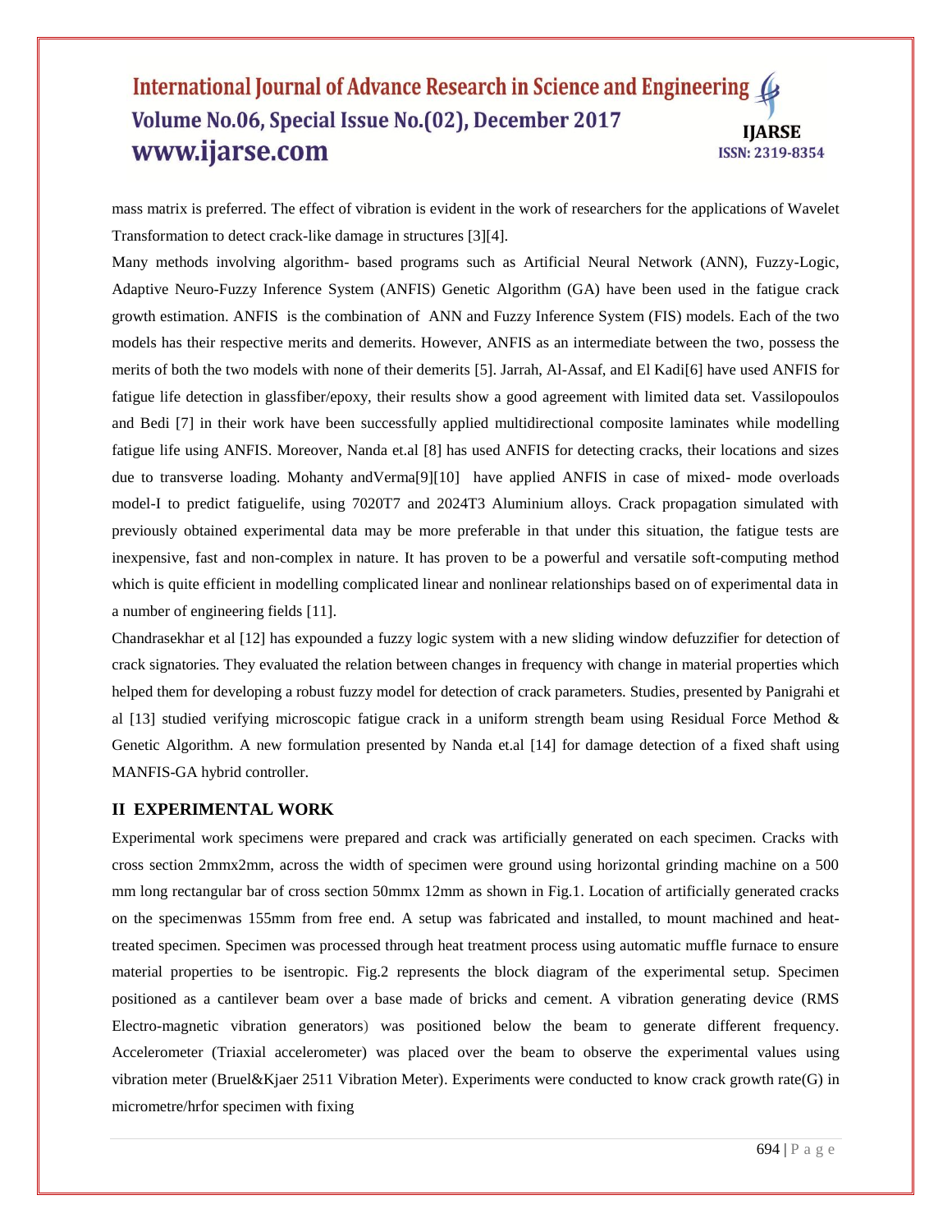mass matrix is preferred. The effect of vibration is evident in the work of researchers for the applications of Wavelet Transformation to detect crack-like damage in structures [3][4].

Many methods involving algorithm- based programs such as Artificial Neural Network (ANN), Fuzzy-Logic, Adaptive Neuro-Fuzzy Inference System (ANFIS) Genetic Algorithm (GA) have been used in the fatigue crack growth estimation. ANFIS is the combination of ANN and Fuzzy Inference System (FIS) models. Each of the two models has their respective merits and demerits. However, ANFIS as an intermediate between the two, possess the merits of both the two models with none of their demerits [5]. Jarrah, Al-Assaf, and El Kadi[6] have used ANFIS for fatigue life detection in glassfiber/epoxy, their results show a good agreement with limited data set. Vassilopoulos and Bedi [7] in their work have been successfully applied multidirectional composite laminates while modelling fatigue life using ANFIS. Moreover, Nanda et.al [8] has used ANFIS for detecting cracks, their locations and sizes due to transverse loading. Mohanty andVerma[9][10] have applied ANFIS in case of mixed- mode overloads model-I to predict fatiguelife, using 7020T7 and 2024T3 Aluminium alloys. Crack propagation simulated with previously obtained experimental data may be more preferable in that under this situation, the fatigue tests are inexpensive, fast and non-complex in nature. It has proven to be a powerful and versatile soft-computing method which is quite efficient in modelling complicated linear and nonlinear relationships based on of experimental data in a number of engineering fields [11].

Chandrasekhar et al [12] has expounded a fuzzy logic system with a new sliding window defuzzifier for detection of crack signatories. They evaluated the relation between changes in frequency with change in material properties which helped them for developing a robust fuzzy model for detection of crack parameters. Studies, presented by Panigrahi et al [13] studied verifying microscopic fatigue crack in a uniform strength beam using Residual Force Method & Genetic Algorithm. A new formulation presented by Nanda et.al [14] for damage detection of a fixed shaft using MANFIS-GA hybrid controller.

## II EXPERIMENTAL WORK

Experimental work specimens were prepared and crack was artificially generated on each specimen. Cracks with cross section 2mmx2mm, across the width of specimen were ground using horizontal grinding machine on a 500 mm long rectangular bar of cross section 50mmx 12mm as shown in Fig.1. Location of artificially generated cracks on the specimenwas 155mm from free end. A setup was fabricated and installed, to mount machined and heat-treated specimen. Specimen was processed through heat treatment process using automatic muffle furnace to ensure material properties to be isentropic. Fig.2 represents the block diagram of the experimental setup. Specimen positioned as a cantilever beam over a base made of bricks and cement. A vibration generating device (RMS Electro-magnetic vibration generators) was positioned below the beam to generate different frequency. Accelerometer (Triaxial accelerometer) was placed over the beam to observe the experimental values using vibration meter (Bruel&Kjaer 2511 Vibration Meter). Experiments were conducted to know crack growth rate(G) in micrometre/hrfor specimen with fixing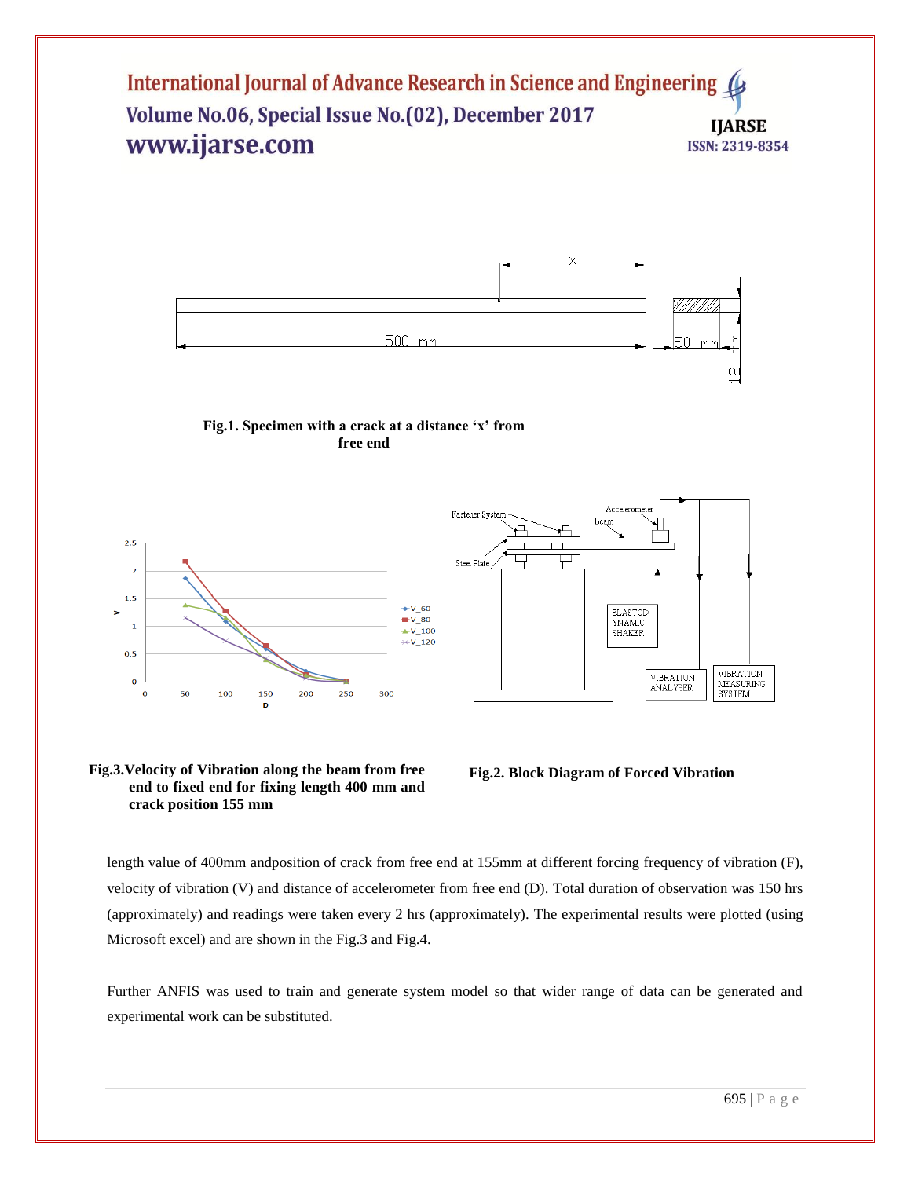Fig.1. Specimen with a crack at a distance 'x' from free end

Fig.3.Velocity of Vibration along the beam from free end to fixed end for fixing length 400 mm and crack position 155 mm

Fig.2. Block Diagram of Forced Vibration

length value of 400mm andposition of crack from free end at 155mm at different forcing frequency of vibration (F), velocity of vibration (V) and distance of accelerometer from free end (D). Total duration of observation was 150 hrs (approximately) and readings were taken every 2 hrs (approximately). The experimental results were plotted (using Microsoft excel) and are shown in the Fig.3 and Fig.4.

Further ANFIS was used to train and generate system model so that wider range of data can be generated and experimental work can be substituted.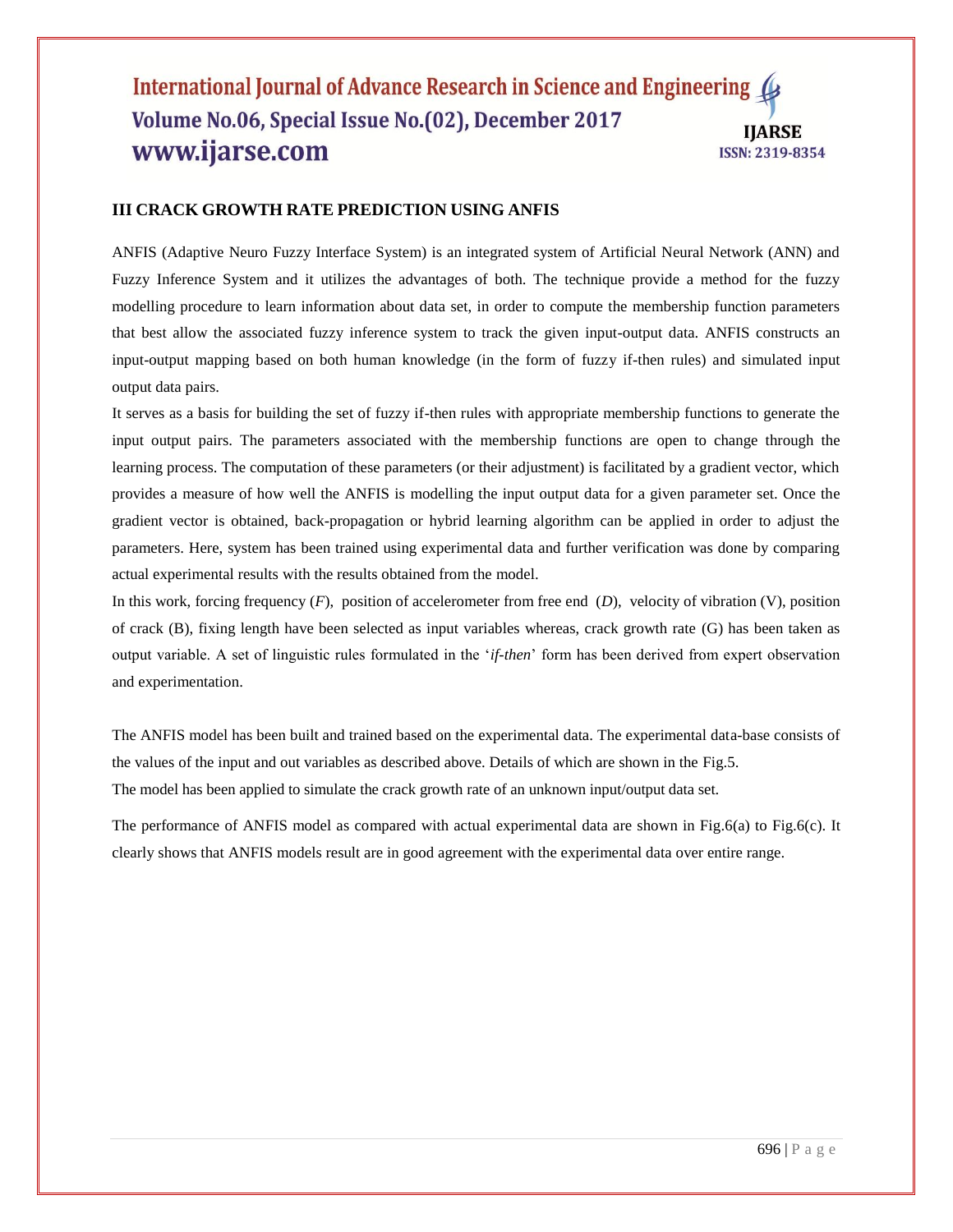## III CRACK GROWTH RATE PREDICTION USING ANFIS

ANFIS (Adaptive Neuro Fuzzy Interface System) is an integrated system of Artificial Neural Network (ANN) and Fuzzy Inference System and it utilizes the advantages of both. The technique provide a method for the fuzzy modelling procedure to learn information about data set, in order to compute the membership function parameters that best allow the associated fuzzy inference system to track the given input-output data. ANFIS constructs an input-output mapping based on both human knowledge (in the form of fuzzy if-then rules) and simulated input output data pairs.

It serves as a basis for building the set of fuzzy if-then rules with appropriate membership functions to generate the input output pairs. The parameters associated with the membership functions are open to change through the learning process. The computation of these parameters (or their adjustment) is facilitated by a gradient vector, which provides a measure of how well the ANFIS is modelling the input output data for a given parameter set. Once the gradient vector is obtained, back-propagation or hybrid learning algorithm can be applied in order to adjust the parameters. Here, system has been trained using experimental data and further verification was done by comparing actual experimental results with the results obtained from the model.

In this work, forcing frequency (*F*), position of accelerometer from free end (*D*), velocity of vibration (V), position of crack (B), fixing length have been selected as input variables whereas, crack growth rate (G) has been taken as output variable. A set of linguistic rules formulated in the '*if-then*' form has been derived from expert observation and experimentation.

The ANFIS model has been built and trained based on the experimental data. The experimental data-base consists of the values of the input and out variables as described above. Details of which are shown in the Fig.5.
The model has been applied to simulate the crack growth rate of an unknown input/output data set.

The performance of ANFIS model as compared with actual experimental data are shown in Fig.6(a) to Fig.6(c). It clearly shows that ANFIS models result are in good agreement with the experimental data over entire range.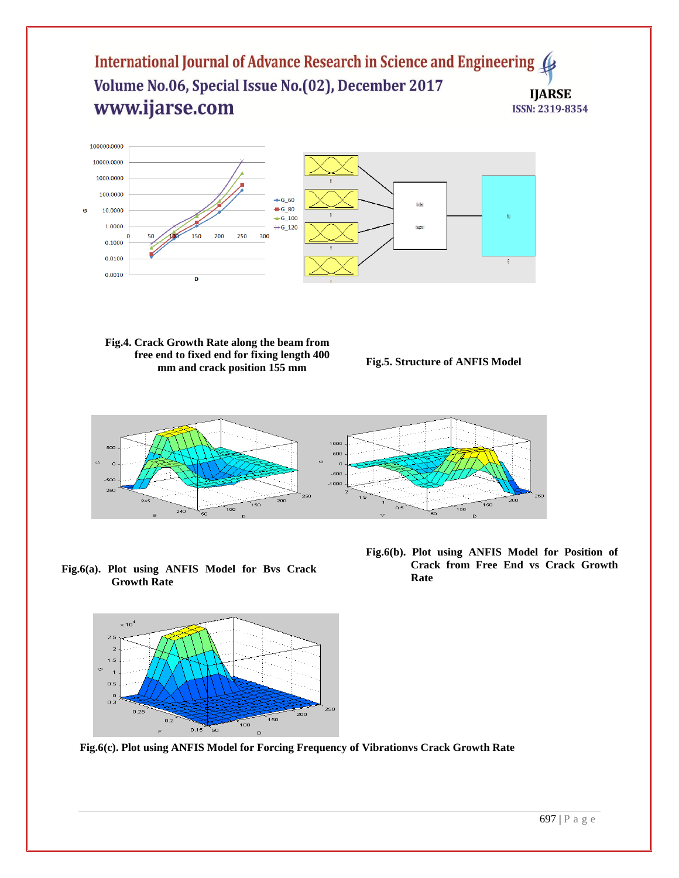Fig.4. Crack Growth Rate along the beam from free end to fixed end for fixing length 400 mm and crack position 155 mm

Fig.5. Structure of ANFIS Model

Fig.6(a). Plot using ANFIS Model for Bvs Crack Growth Rate

Fig.6(b). Plot using ANFIS Model for Position of Crack from Free End vs Crack Growth Rate

Fig.6(c). Plot using ANFIS Model for Forcing Frequency of Vibrationvs Crack Growth Rate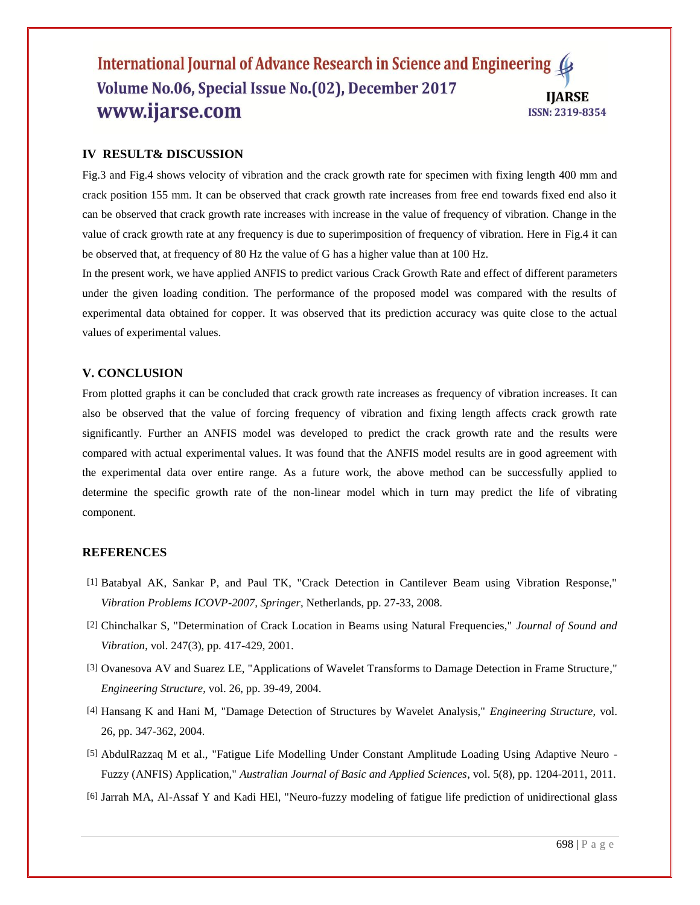## IV RESULT& DISCUSSION

Fig.3 and Fig.4 shows velocity of vibration and the crack growth rate for specimen with fixing length 400 mm and crack position 155 mm. It can be observed that crack growth rate increases from free end towards fixed end also it can be observed that crack growth rate increases with increase in the value of frequency of vibration. Change in the value of crack growth rate at any frequency is due to superimposition of frequency of vibration. Here in Fig.4 it can be observed that, at frequency of 80 Hz the value of G has a higher value than at 100 Hz.

In the present work, we have applied ANFIS to predict various Crack Growth Rate and effect of different parameters under the given loading condition. The performance of the proposed model was compared with the results of experimental data obtained for copper. It was observed that its prediction accuracy was quite close to the actual values of experimental values.

## V. CONCLUSION

From plotted graphs it can be concluded that crack growth rate increases as frequency of vibration increases. It can also be observed that the value of forcing frequency of vibration and fixing length affects crack growth rate significantly. Further an ANFIS model was developed to predict the crack growth rate and the results were compared with actual experimental values. It was found that the ANFIS model results are in good agreement with the experimental data over entire range. As a future work, the above method can be successfully applied to determine the specific growth rate of the non-linear model which in turn may predict the life of vibrating component.

## REFERENCES

[1] Batabyal AK, Sankar P, and Paul TK, "Crack Detection in Cantilever Beam using Vibration Response," *Vibration Problems ICOVP-2007, Springer*, Netherlands, pp. 27-33, 2008.

[2] Chinchalkar S, "Determination of Crack Location in Beams using Natural Frequencies," *Journal of Sound and Vibration*, vol. 247(3), pp. 417-429, 2001.

[3] Ovanesova AV and Suarez LE, "Applications of Wavelet Transforms to Damage Detection in Frame Structure," *Engineering Structure*, vol. 26, pp. 39-49, 2004.

[4] Hansang K and Hani M, "Damage Detection of Structures by Wavelet Analysis," *Engineering Structure*, vol. 26, pp. 347-362, 2004.

[5] AbdulRazzaq M et al., "Fatigue Life Modelling Under Constant Amplitude Loading Using Adaptive Neuro -Fuzzy (ANFIS) Application," *Australian Journal of Basic and Applied Sciences*, vol. 5(8), pp. 1204-2011, 2011.

[6] Jarrah MA, Al-Assaf Y and Kadi HEl, "Neuro-fuzzy modeling of fatigue life prediction of unidirectional glass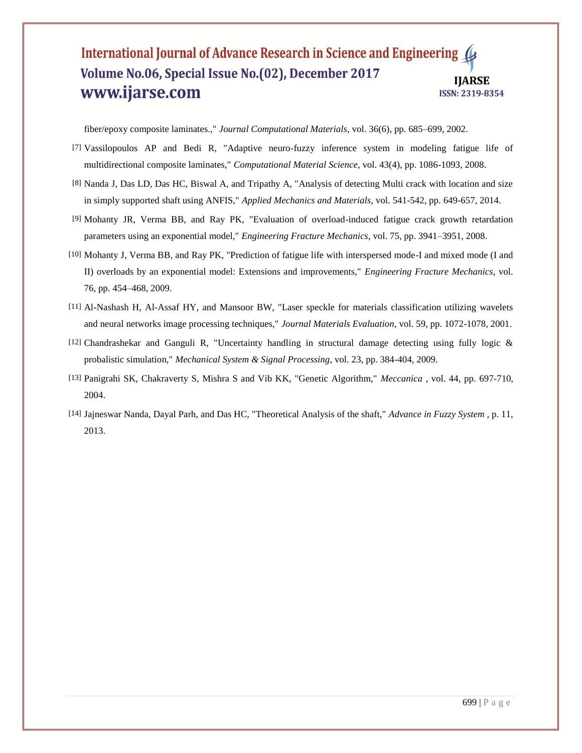fiber/epoxy composite laminates.," *Journal Computational Materials*, vol. 36(6), pp. 685–699, 2002.

[7] Vassilopoulos AP and Bedi R, "Adaptive neuro-fuzzy inference system in modeling fatigue life of multidirectional composite laminates," *Computational Material Science*, vol. 43(4), pp. 1086-1093, 2008.

[8] Nanda J, Das LD, Das HC, Biswal A, and Tripathy A, "Analysis of detecting Multi crack with location and size in simply supported shaft using ANFIS," *Applied Mechanics and Materials*, vol. 541-542, pp. 649-657, 2014.

[9] Mohanty JR, Verma BB, and Ray PK, "Evaluation of overload-induced fatigue crack growth retardation parameters using an exponential model," *Engineering Fracture Mechanics*, vol. 75, pp. 3941–3951, 2008.

[10] Mohanty J, Verma BB, and Ray PK, "Prediction of fatigue life with interspersed mode-I and mixed mode (I and II) overloads by an exponential model: Extensions and improvements," *Engineering Fracture Mechanics*, vol. 76, pp. 454–468, 2009.

[11] Al-Nashash H, Al-Assaf HY, and Mansoor BW, "Laser speckle for materials classification utilizing wavelets and neural networks image processing techniques," *Journal Materials Evaluation,* vol. 59, pp. 1072-1078, 2001.

[12] Chandrashekar and Ganguli R, "Uncertainty handling in structural damage detecting using fully logic & probalistic simulation," *Mechanical System & Signal Processing*, vol. 23, pp. 384-404, 2009.

[13] Panigrahi SK, Chakraverty S, Mishra S and Vib KK, "Genetic Algorithm," *Meccanica* , vol. 44, pp. 697-710, 2004.

[14] Jajneswar Nanda, Dayal Parh, and Das HC, "Theoretical Analysis of the shaft," *Advance in Fuzzy System* , p. 11, 2013.